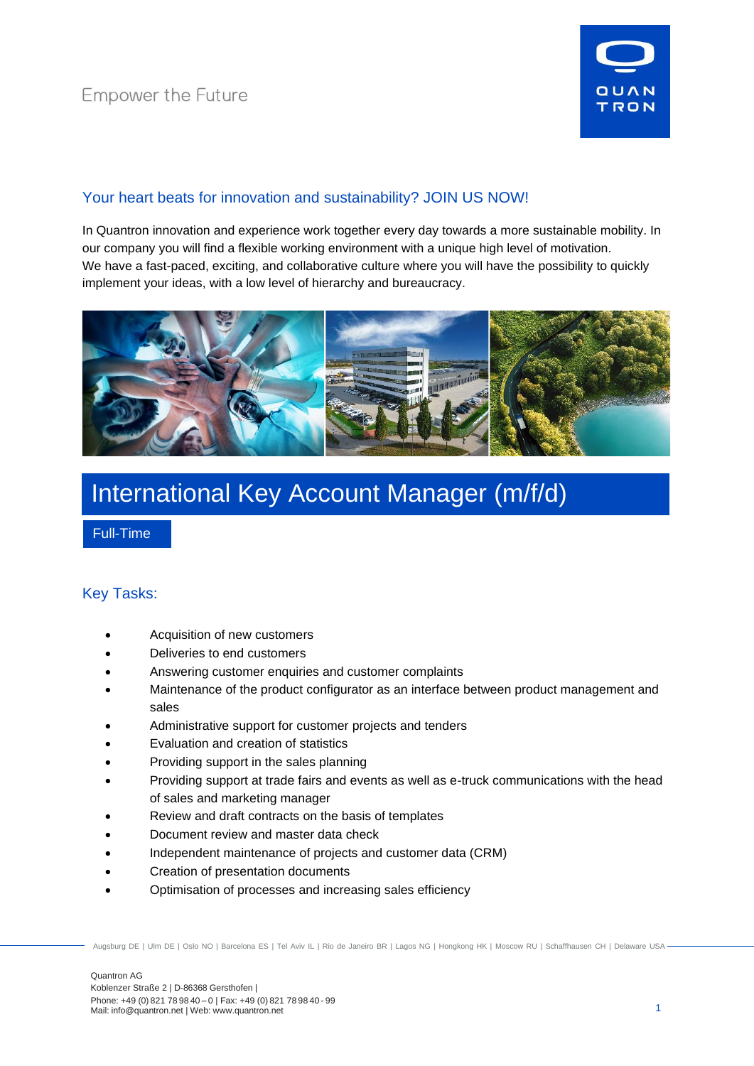Empower the Future

## Your heart beats for innovation and sustainability? JOIN US NOW!

In Quantron innovation and experience work together every day towards a more sustainable mobility. In our company you will find a flexible working environment with a unique high level of motivation. We have a fast-paced, exciting, and collaborative culture where you will have the possibility to quickly implement your ideas, with a low level of hierarchy and bureaucracy.

# International Key Account Manager (m/f/d)

Full-Time

## Key Tasks:

- Acquisition of new customers
- Deliveries to end customers
- Answering customer enquiries and customer complaints
- Maintenance of the product configurator as an interface between product management and sales
- Administrative support for customer projects and tenders
- Evaluation and creation of statistics
- Providing support in the sales planning
- Providing support at trade fairs and events as well as e-truck communications with the head of sales and marketing manager
- Review and draft contracts on the basis of templates
- Document review and master data check
- Independent maintenance of projects and customer data (CRM)
- Creation of presentation documents
- Optimisation of processes and increasing sales efficiency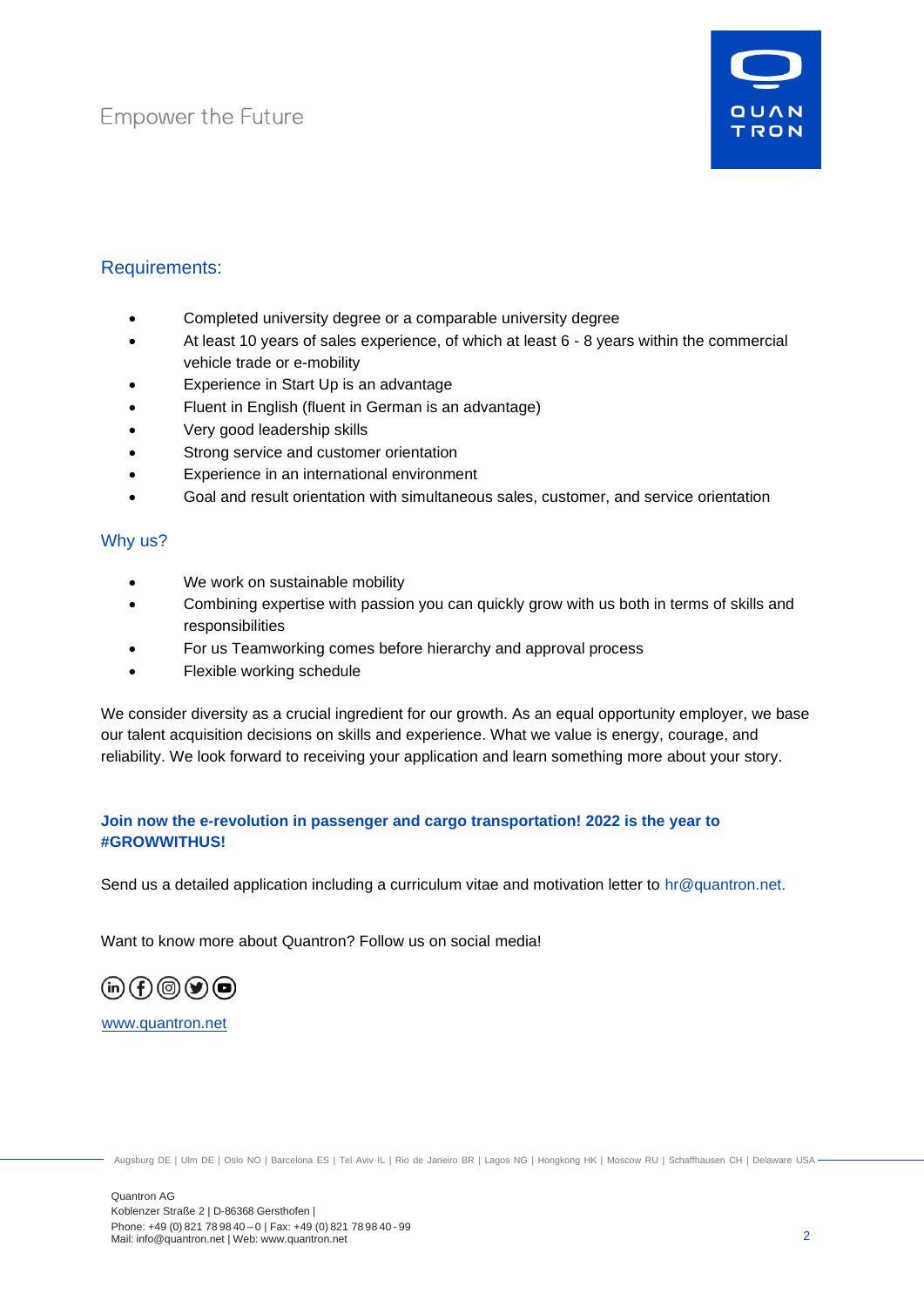## Requirements:

- Completed university degree or a comparable university degree
- At least 10 years of sales experience, of which at least 6 - 8 years within the commercial vehicle trade or e-mobility
- Experience in Start Up is an advantage
- Fluent in English (fluent in German is an advantage)
- Very good leadership skills
- Strong service and customer orientation
- Experience in an international environment
- Goal and result orientation with simultaneous sales, customer, and service orientation

## Why us?

- We work on sustainable mobility
- Combining expertise with passion you can quickly grow with us both in terms of skills and responsibilities
- For us Teamworking comes before hierarchy and approval process
- Flexible working schedule

We consider diversity as a crucial ingredient for our growth. As an equal opportunity employer, we base our talent acquisition decisions on skills and experience. What we value is energy, courage, and reliability. We look forward to receiving your application and learn something more about your story.

**Join now the e-revolution in passenger and cargo transportation! 2022 is the year to #GROWWITHUS!**

Send us a detailed application including a curriculum vitae and motivation letter to hr@quantron.net.

Want to know more about Quantron? Follow us on social media!

www.quantron.net

Augsburg DE | Ulm DE | Oslo NO | Barcelona ES | Tel Aviv IL | Rio de Janeiro BR | Lagos NG | Hongkong HK | Moscow RU | Schaffhausen CH | Delaware USA

Quantron AG
Koblenzer Straße 2 | D-86368 Gersthofen |
Phone: +49 (0) 821 78 98 40 – 0 | Fax: +49 (0) 821 78 98 40 - 99
Mail: info@quantron.net | Web: www.quantron.net